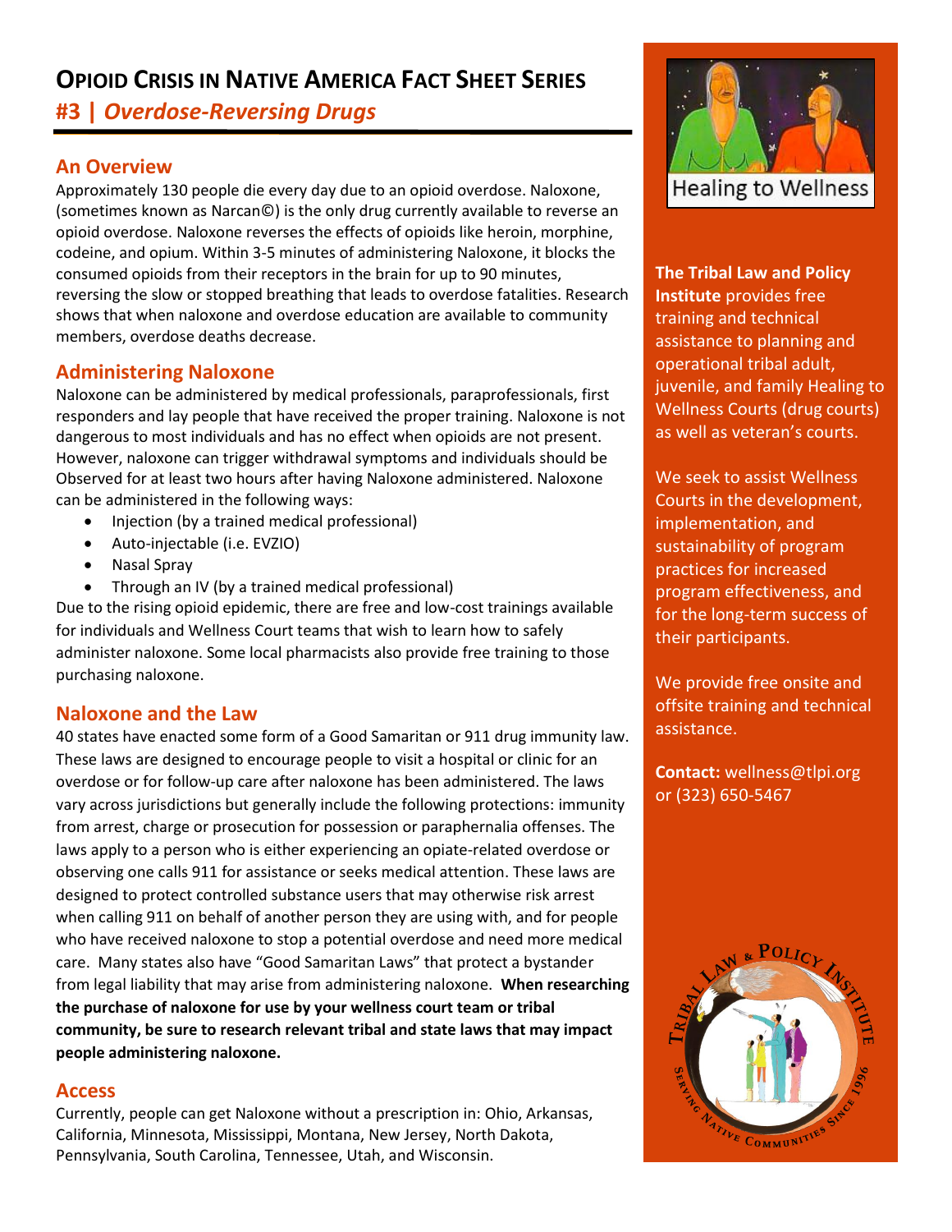# Opioid Crisis in Native America Fact Sheet Series

## #3 | *Overdose-Reversing Drugs*

### An Overview

Approximately 130 people die every day due to an opioid overdose. Naloxone, (sometimes known as Narcan©) is the only drug currently available to reverse an opioid overdose. Naloxone reverses the effects of opioids like heroin, morphine, codeine, and opium. Within 3-5 minutes of administering Naloxone, it blocks the consumed opioids from their receptors in the brain for up to 90 minutes, reversing the slow or stopped breathing that leads to overdose fatalities. Research shows that when naloxone and overdose education are available to community members, overdose deaths decrease.

### Administering Naloxone

Naloxone can be administered by medical professionals, paraprofessionals, first responders and lay people that have received the proper training. Naloxone is not dangerous to most individuals and has no effect when opioids are not present. However, naloxone can trigger withdrawal symptoms and individuals should be Observed for at least two hours after having Naloxone administered. Naloxone can be administered in the following ways:

- Injection (by a trained medical professional)
- Auto-injectable (i.e. EVZIO)
- Nasal Spray
- Through an IV (by a trained medical professional)

Due to the rising opioid epidemic, there are free and low-cost trainings available for individuals and Wellness Court teams that wish to learn how to safely administer naloxone. Some local pharmacists also provide free training to those purchasing naloxone.

### Naloxone and the Law

40 states have enacted some form of a Good Samaritan or 911 drug immunity law. These laws are designed to encourage people to visit a hospital or clinic for an overdose or for follow-up care after naloxone has been administered. The laws vary across jurisdictions but generally include the following protections: immunity from arrest, charge or prosecution for possession or paraphernalia offenses. The laws apply to a person who is either experiencing an opiate-related overdose or observing one calls 911 for assistance or seeks medical attention. These laws are designed to protect controlled substance users that may otherwise risk arrest when calling 911 on behalf of another person they are using with, and for people who have received naloxone to stop a potential overdose and need more medical care. Many states also have "Good Samaritan Laws" that protect a bystander from legal liability that may arise from administering naloxone. **When researching the purchase of naloxone for use by your wellness court team or tribal community, be sure to research relevant tribal and state laws that may impact people administering naloxone.**

### Access

Currently, people can get Naloxone without a prescription in: Ohio, Arkansas, California, Minnesota, Mississippi, Montana, New Jersey, North Dakota, Pennsylvania, South Carolina, Tennessee, Utah, and Wisconsin.

---

Healing to Wellness

**The Tribal Law and Policy Institute** provides free training and technical assistance to planning and operational tribal adult, juvenile, and family Healing to Wellness Courts (drug courts) as well as veteran's courts.

We seek to assist Wellness Courts in the development, implementation, and sustainability of program practices for increased program effectiveness, and for the long-term success of their participants.

We provide free onsite and offsite training and technical assistance.

**Contact:** wellness@tlpi.org or (323) 650-5467

Tribal Law & Policy Institute — Serving Native Communities Since 1996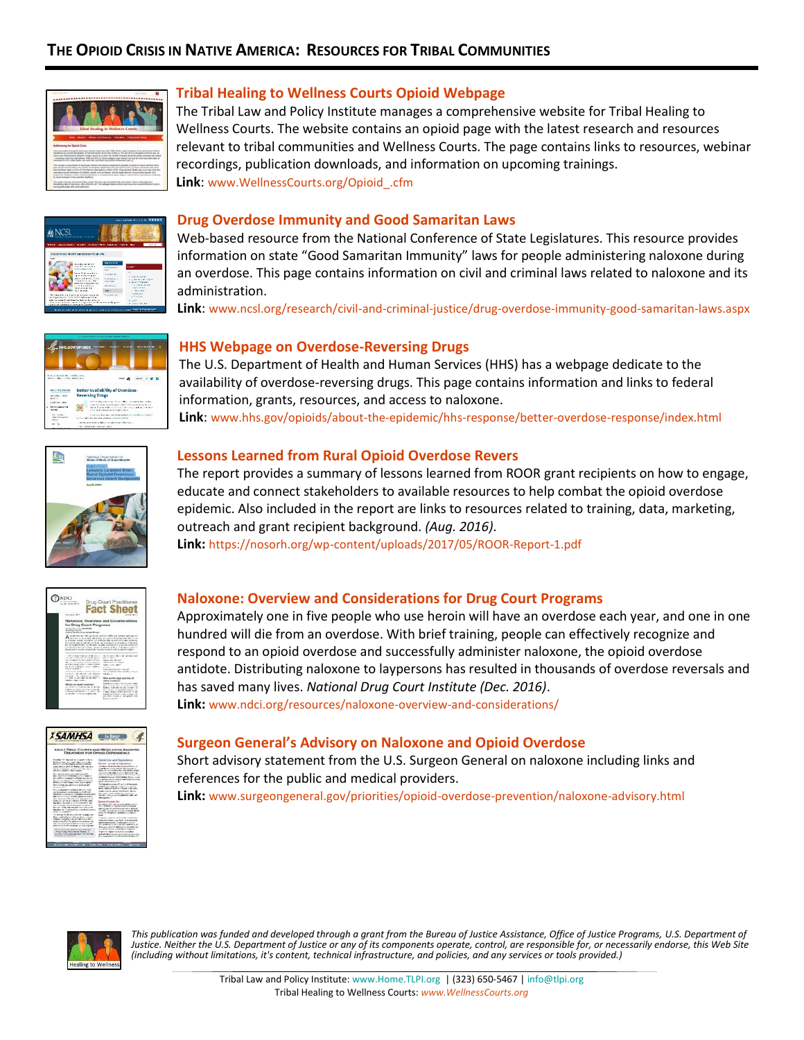## THE OPIOID CRISIS IN NATIVE AMERICA: RESOURCES FOR TRIBAL COMMUNITIES

### Tribal Healing to Wellness Courts Opioid Webpage

The Tribal Law and Policy Institute manages a comprehensive website for Tribal Healing to Wellness Courts. The website contains an opioid page with the latest research and resources relevant to tribal communities and Wellness Courts. The page contains links to resources, webinar recordings, publication downloads, and information on upcoming trainings.

**Link**: www.WellnessCourts.org/Opioid_.cfm

### Drug Overdose Immunity and Good Samaritan Laws

Web-based resource from the National Conference of State Legislatures. This resource provides information on state "Good Samaritan Immunity" laws for people administering naloxone during an overdose. This page contains information on civil and criminal laws related to naloxone and its administration.

**Link**: www.ncsl.org/research/civil-and-criminal-justice/drug-overdose-immunity-good-samaritan-laws.aspx

### HHS Webpage on Overdose-Reversing Drugs

The U.S. Department of Health and Human Services (HHS) has a webpage dedicate to the availability of overdose-reversing drugs. This page contains information and links to federal information, grants, resources, and access to naloxone.

**Link**: www.hhs.gov/opioids/about-the-epidemic/hhs-response/better-overdose-response/index.html

### Lessons Learned from Rural Opioid Overdose Revers

The report provides a summary of lessons learned from ROOR grant recipients on how to engage, educate and connect stakeholders to available resources to help combat the opioid overdose epidemic. Also included in the report are links to resources related to training, data, marketing, outreach and grant recipient background. *(Aug. 2016)*.

**Link:** https://nosorh.org/wp-content/uploads/2017/05/ROOR-Report-1.pdf

### Naloxone: Overview and Considerations for Drug Court Programs

Approximately one in five people who use heroin will have an overdose each year, and one in one hundred will die from an overdose. With brief training, people can effectively recognize and respond to an opioid overdose and successfully administer naloxone, the opioid overdose antidote. Distributing naloxone to laypersons has resulted in thousands of overdose reversals and has saved many lives. *National Drug Court Institute (Dec. 2016)*.

**Link:** www.ndci.org/resources/naloxone-overview-and-considerations/

### Surgeon General's Advisory on Naloxone and Opioid Overdose

Short advisory statement from the U.S. Surgeon General on naloxone including links and references for the public and medical providers.

**Link:** www.surgeongeneral.gov/priorities/opioid-overdose-prevention/naloxone-advisory.html

*This publication was funded and developed through a grant from the Bureau of Justice Assistance, Office of Justice Programs, U.S. Department of Justice. Neither the U.S. Department of Justice or any of its components operate, control, are responsible for, or necessarily endorse, this Web Site (including without limitations, it's content, technical infrastructure, and policies, and any services or tools provided.)*

Tribal Law and Policy Institute: www.Home.TLPI.org | (323) 650-5467 | info@tlpi.org
Tribal Healing to Wellness Courts: *www.WellnessCourts.org*